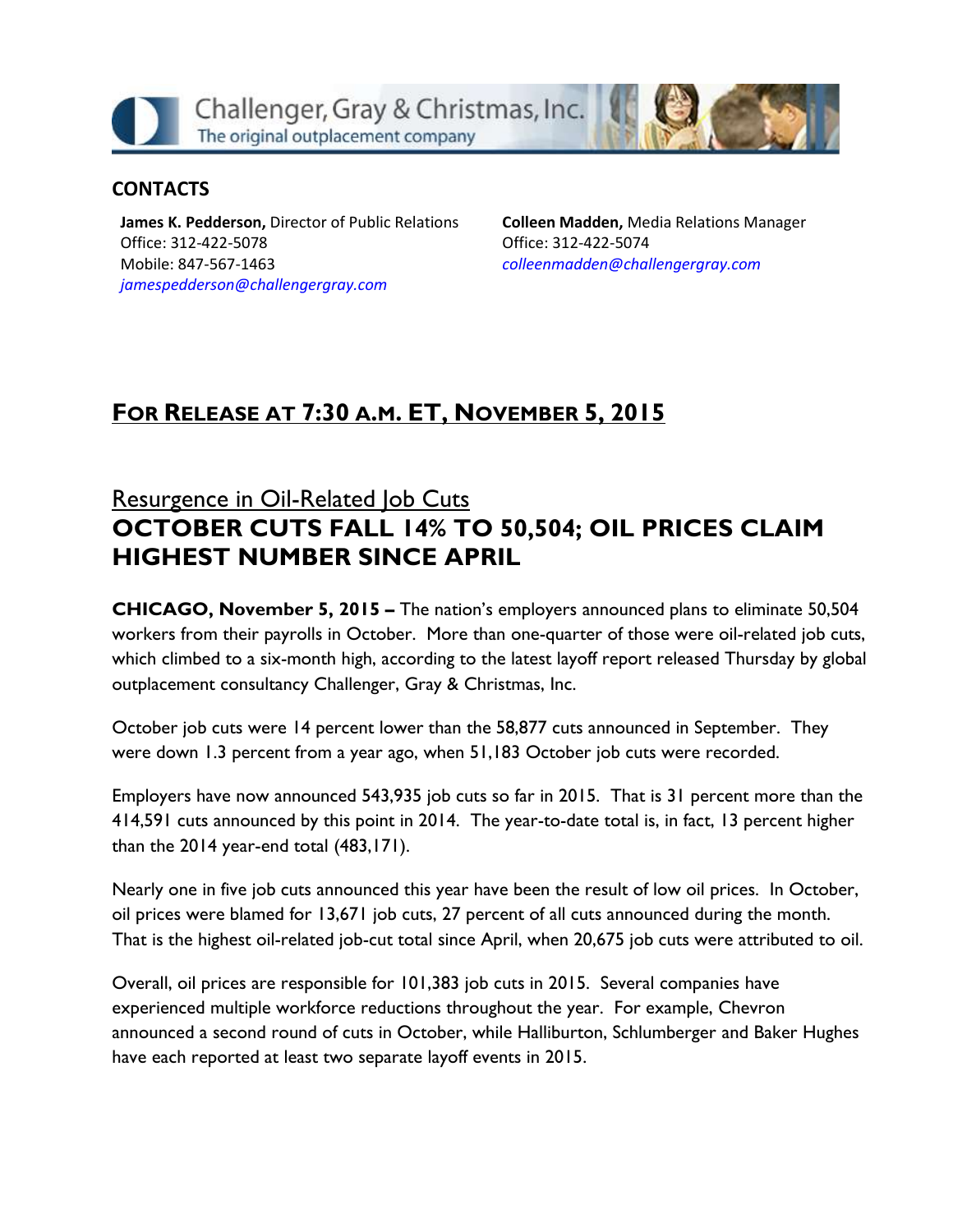Challenger, Gray & Christmas, Inc.
The original outplacement company

## CONTACTS

**James K. Pedderson,** Director of Public Relations
Office: 312-422-5078
Mobile: 847-567-1463
*jamespedderson@challengergray.com*

**Colleen Madden,** Media Relations Manager
Office: 312-422-5074
*colleenmadden@challengergray.com*

## FOR RELEASE AT 7:30 A.M. ET, NOVEMBER 5, 2015

### Resurgence in Oil-Related Job Cuts

# OCTOBER CUTS FALL 14% TO 50,504; OIL PRICES CLAIM HIGHEST NUMBER SINCE APRIL

**CHICAGO, November 5, 2015 –** The nation's employers announced plans to eliminate 50,504 workers from their payrolls in October. More than one-quarter of those were oil-related job cuts, which climbed to a six-month high, according to the latest layoff report released Thursday by global outplacement consultancy Challenger, Gray & Christmas, Inc.

October job cuts were 14 percent lower than the 58,877 cuts announced in September. They were down 1.3 percent from a year ago, when 51,183 October job cuts were recorded.

Employers have now announced 543,935 job cuts so far in 2015. That is 31 percent more than the 414,591 cuts announced by this point in 2014. The year-to-date total is, in fact, 13 percent higher than the 2014 year-end total (483,171).

Nearly one in five job cuts announced this year have been the result of low oil prices. In October, oil prices were blamed for 13,671 job cuts, 27 percent of all cuts announced during the month. That is the highest oil-related job-cut total since April, when 20,675 job cuts were attributed to oil.

Overall, oil prices are responsible for 101,383 job cuts in 2015. Several companies have experienced multiple workforce reductions throughout the year. For example, Chevron announced a second round of cuts in October, while Halliburton, Schlumberger and Baker Hughes have each reported at least two separate layoff events in 2015.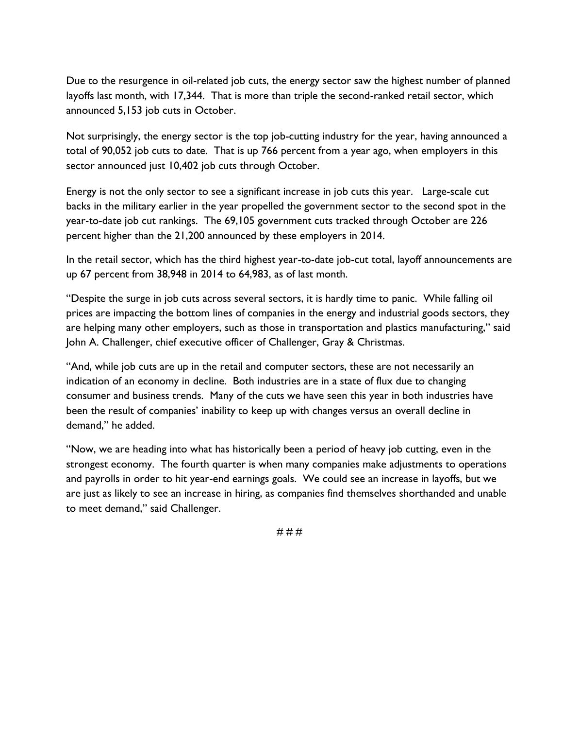Due to the resurgence in oil-related job cuts, the energy sector saw the highest number of planned layoffs last month, with 17,344. That is more than triple the second-ranked retail sector, which announced 5,153 job cuts in October.

Not surprisingly, the energy sector is the top job-cutting industry for the year, having announced a total of 90,052 job cuts to date. That is up 766 percent from a year ago, when employers in this sector announced just 10,402 job cuts through October.

Energy is not the only sector to see a significant increase in job cuts this year. Large-scale cut backs in the military earlier in the year propelled the government sector to the second spot in the year-to-date job cut rankings. The 69,105 government cuts tracked through October are 226 percent higher than the 21,200 announced by these employers in 2014.

In the retail sector, which has the third highest year-to-date job-cut total, layoff announcements are up 67 percent from 38,948 in 2014 to 64,983, as of last month.

"Despite the surge in job cuts across several sectors, it is hardly time to panic. While falling oil prices are impacting the bottom lines of companies in the energy and industrial goods sectors, they are helping many other employers, such as those in transportation and plastics manufacturing," said John A. Challenger, chief executive officer of Challenger, Gray & Christmas.

"And, while job cuts are up in the retail and computer sectors, these are not necessarily an indication of an economy in decline. Both industries are in a state of flux due to changing consumer and business trends. Many of the cuts we have seen this year in both industries have been the result of companies' inability to keep up with changes versus an overall decline in demand," he added.

"Now, we are heading into what has historically been a period of heavy job cutting, even in the strongest economy. The fourth quarter is when many companies make adjustments to operations and payrolls in order to hit year-end earnings goals. We could see an increase in layoffs, but we are just as likely to see an increase in hiring, as companies find themselves shorthanded and unable to meet demand," said Challenger.

# # #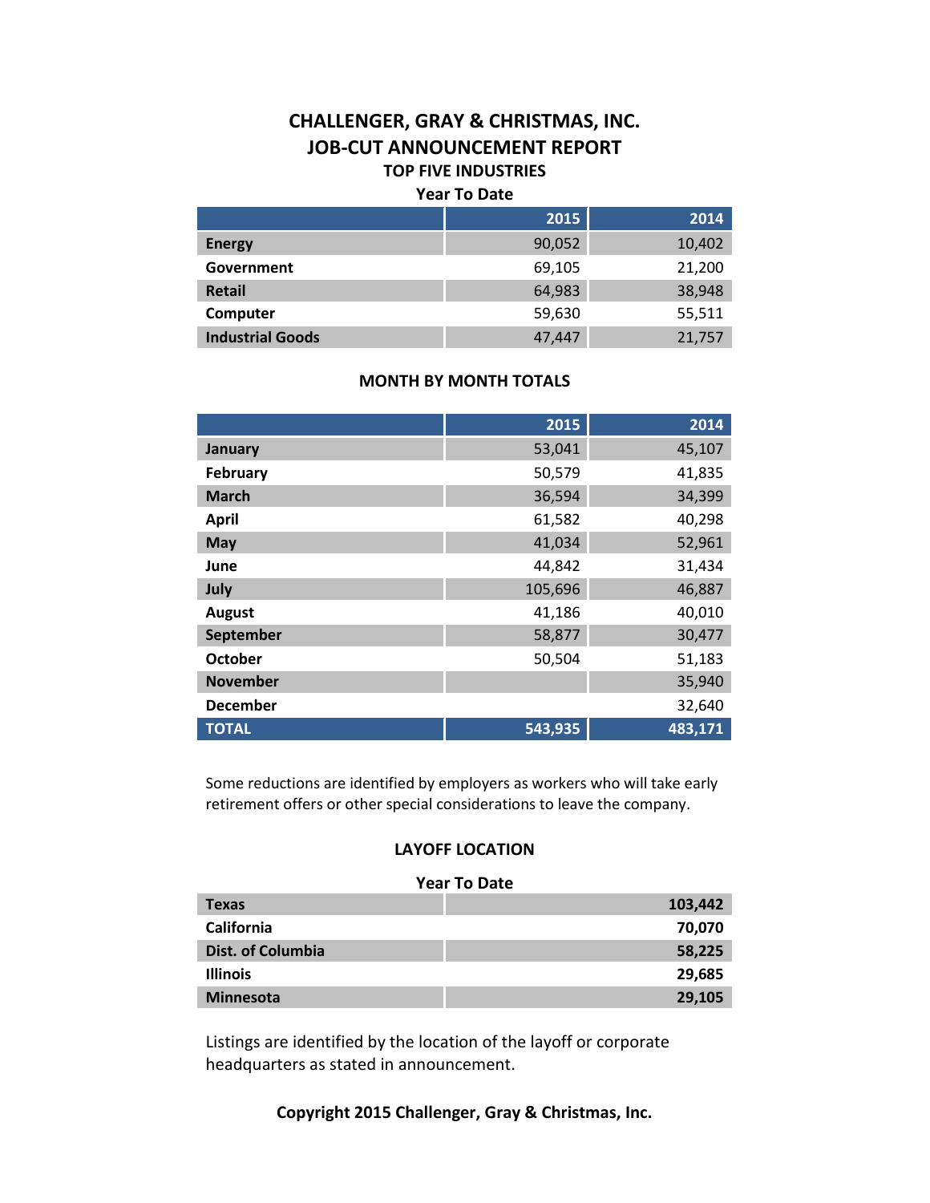# CHALLENGER, GRAY & CHRISTMAS, INC.
# JOB-CUT ANNOUNCEMENT REPORT

### TOP FIVE INDUSTRIES

**Year To Date**

| | 2015 | 2014 |
|---|---:|---:|
| **Energy** | 90,052 | 10,402 |
| **Government** | 69,105 | 21,200 |
| **Retail** | 64,983 | 38,948 |
| **Computer** | 59,630 | 55,511 |
| **Industrial Goods** | 47,447 | 21,757 |

### MONTH BY MONTH TOTALS

| | 2015 | 2014 |
|---|---:|---:|
| **January** | 53,041 | 45,107 |
| **February** | 50,579 | 41,835 |
| **March** | 36,594 | 34,399 |
| **April** | 61,582 | 40,298 |
| **May** | 41,034 | 52,961 |
| **June** | 44,842 | 31,434 |
| **July** | 105,696 | 46,887 |
| **August** | 41,186 | 40,010 |
| **September** | 58,877 | 30,477 |
| **October** | 50,504 | 51,183 |
| **November** | | 35,940 |
| **December** | | 32,640 |
| **TOTAL** | **543,935** | **483,171** |

Some reductions are identified by employers as workers who will take early retirement offers or other special considerations to leave the company.

### LAYOFF LOCATION

**Year To Date**

| | |
|---|---:|
| **Texas** | **103,442** |
| **California** | **70,070** |
| **Dist. of Columbia** | **58,225** |
| **Illinois** | **29,685** |
| **Minnesota** | **29,105** |

Listings are identified by the location of the layoff or corporate headquarters as stated in announcement.

**Copyright 2015 Challenger, Gray & Christmas, Inc.**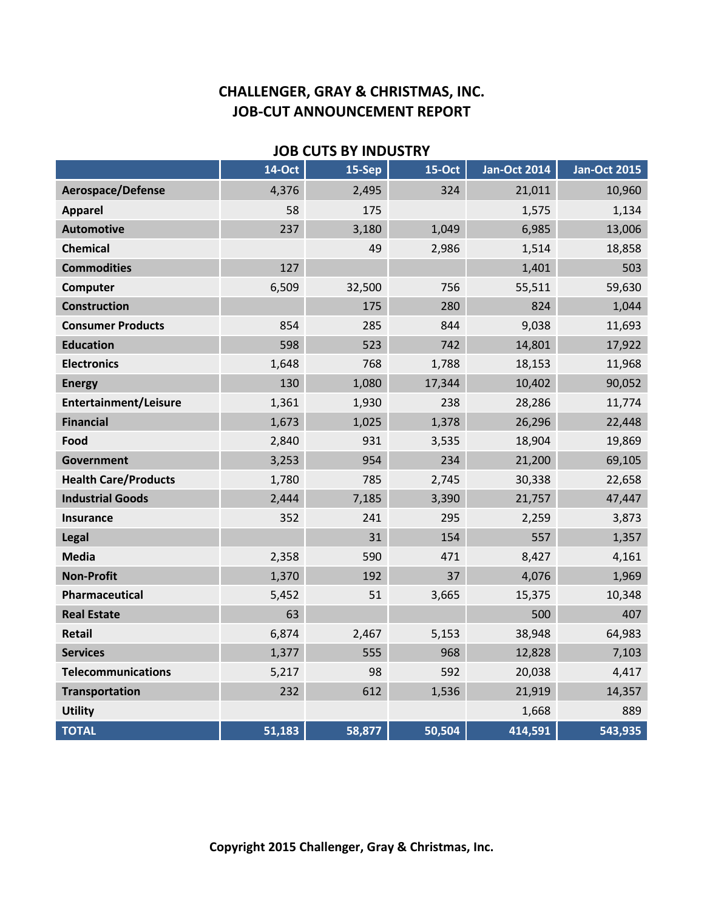# CHALLENGER, GRAY & CHRISTMAS, INC.
# JOB-CUT ANNOUNCEMENT REPORT

## JOB CUTS BY INDUSTRY

| | 14-Oct | 15-Sep | 15-Oct | Jan-Oct 2014 | Jan-Oct 2015 |
|---|---|---|---|---|---|
| **Aerospace/Defense** | 4,376 | 2,495 | 324 | 21,011 | 10,960 |
| **Apparel** | 58 | 175 | | 1,575 | 1,134 |
| **Automotive** | 237 | 3,180 | 1,049 | 6,985 | 13,006 |
| **Chemical** | | 49 | 2,986 | 1,514 | 18,858 |
| **Commodities** | 127 | | | 1,401 | 503 |
| **Computer** | 6,509 | 32,500 | 756 | 55,511 | 59,630 |
| **Construction** | | 175 | 280 | 824 | 1,044 |
| **Consumer Products** | 854 | 285 | 844 | 9,038 | 11,693 |
| **Education** | 598 | 523 | 742 | 14,801 | 17,922 |
| **Electronics** | 1,648 | 768 | 1,788 | 18,153 | 11,968 |
| **Energy** | 130 | 1,080 | 17,344 | 10,402 | 90,052 |
| **Entertainment/Leisure** | 1,361 | 1,930 | 238 | 28,286 | 11,774 |
| **Financial** | 1,673 | 1,025 | 1,378 | 26,296 | 22,448 |
| **Food** | 2,840 | 931 | 3,535 | 18,904 | 19,869 |
| **Government** | 3,253 | 954 | 234 | 21,200 | 69,105 |
| **Health Care/Products** | 1,780 | 785 | 2,745 | 30,338 | 22,658 |
| **Industrial Goods** | 2,444 | 7,185 | 3,390 | 21,757 | 47,447 |
| **Insurance** | 352 | 241 | 295 | 2,259 | 3,873 |
| **Legal** | | 31 | 154 | 557 | 1,357 |
| **Media** | 2,358 | 590 | 471 | 8,427 | 4,161 |
| **Non-Profit** | 1,370 | 192 | 37 | 4,076 | 1,969 |
| **Pharmaceutical** | 5,452 | 51 | 3,665 | 15,375 | 10,348 |
| **Real Estate** | 63 | | | 500 | 407 |
| **Retail** | 6,874 | 2,467 | 5,153 | 38,948 | 64,983 |
| **Services** | 1,377 | 555 | 968 | 12,828 | 7,103 |
| **Telecommunications** | 5,217 | 98 | 592 | 20,038 | 4,417 |
| **Transportation** | 232 | 612 | 1,536 | 21,919 | 14,357 |
| **Utility** | | | | 1,668 | 889 |
| **TOTAL** | **51,183** | **58,877** | **50,504** | **414,591** | **543,935** |

**Copyright 2015 Challenger, Gray & Christmas, Inc.**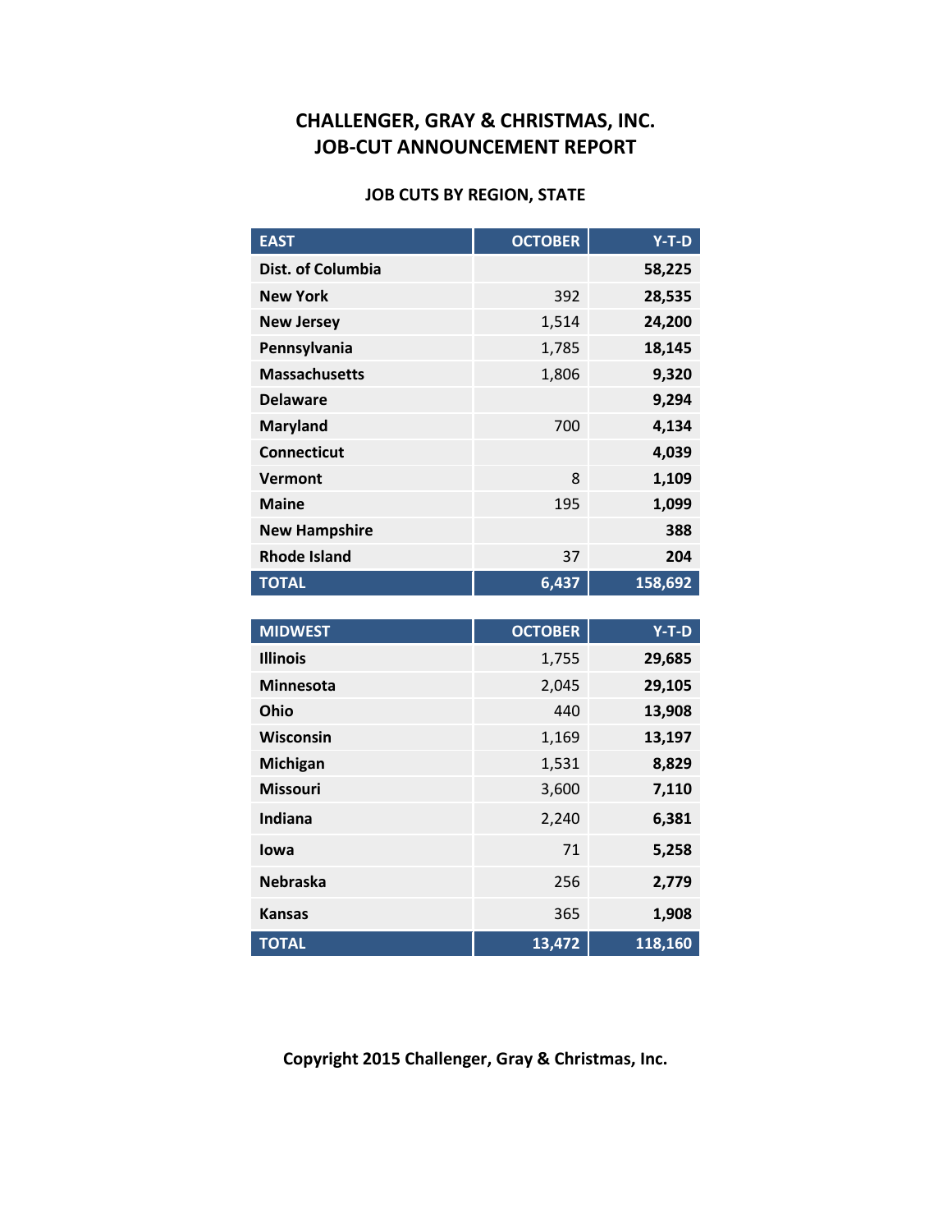# CHALLENGER, GRAY & CHRISTMAS, INC.
# JOB-CUT ANNOUNCEMENT REPORT

## JOB CUTS BY REGION, STATE

| EAST | OCTOBER | Y-T-D |
|---|---|---|
| Dist. of Columbia | | **58,225** |
| New York | 392 | **28,535** |
| New Jersey | 1,514 | **24,200** |
| Pennsylvania | 1,785 | **18,145** |
| Massachusetts | 1,806 | **9,320** |
| Delaware | | **9,294** |
| Maryland | 700 | **4,134** |
| Connecticut | | **4,039** |
| Vermont | 8 | **1,109** |
| Maine | 195 | **1,099** |
| New Hampshire | | **388** |
| Rhode Island | 37 | **204** |
| **TOTAL** | **6,437** | **158,692** |

| MIDWEST | OCTOBER | Y-T-D |
|---|---|---|
| Illinois | 1,755 | **29,685** |
| Minnesota | 2,045 | **29,105** |
| Ohio | 440 | **13,908** |
| Wisconsin | 1,169 | **13,197** |
| Michigan | 1,531 | **8,829** |
| Missouri | 3,600 | **7,110** |
| Indiana | 2,240 | **6,381** |
| Iowa | 71 | **5,258** |
| Nebraska | 256 | **2,779** |
| Kansas | 365 | **1,908** |
| **TOTAL** | **13,472** | **118,160** |

**Copyright 2015 Challenger, Gray & Christmas, Inc.**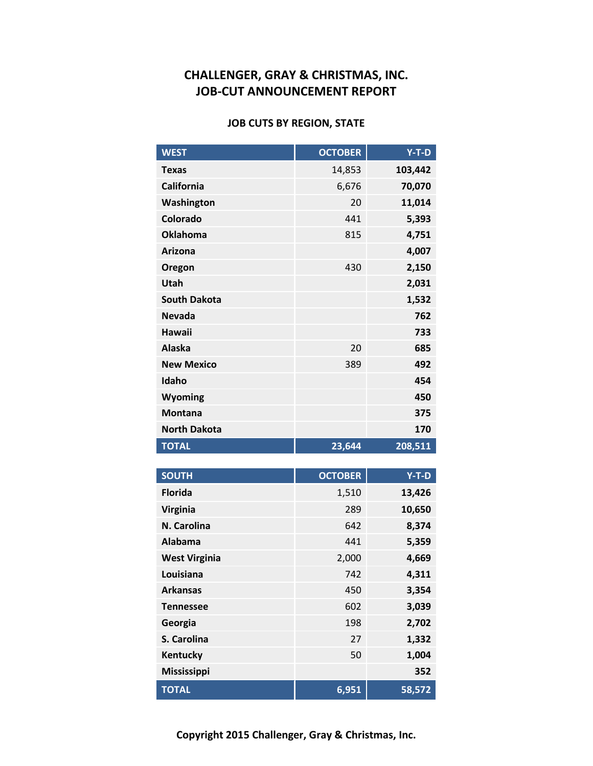# CHALLENGER, GRAY & CHRISTMAS, INC.
# JOB-CUT ANNOUNCEMENT REPORT

## JOB CUTS BY REGION, STATE

| WEST | OCTOBER | Y-T-D |
|---|---|---|
| **Texas** | 14,853 | **103,442** |
| **California** | 6,676 | **70,070** |
| **Washington** | 20 | **11,014** |
| **Colorado** | 441 | **5,393** |
| **Oklahoma** | 815 | **4,751** |
| **Arizona** | | **4,007** |
| **Oregon** | 430 | **2,150** |
| **Utah** | | **2,031** |
| **South Dakota** | | **1,532** |
| **Nevada** | | **762** |
| **Hawaii** | | **733** |
| **Alaska** | 20 | **685** |
| **New Mexico** | 389 | **492** |
| **Idaho** | | **454** |
| **Wyoming** | | **450** |
| **Montana** | | **375** |
| **North Dakota** | | **170** |
| **TOTAL** | **23,644** | **208,511** |

| SOUTH | OCTOBER | Y-T-D |
|---|---|---|
| **Florida** | 1,510 | **13,426** |
| **Virginia** | 289 | **10,650** |
| **N. Carolina** | 642 | **8,374** |
| **Alabama** | 441 | **5,359** |
| **West Virginia** | 2,000 | **4,669** |
| **Louisiana** | 742 | **4,311** |
| **Arkansas** | 450 | **3,354** |
| **Tennessee** | 602 | **3,039** |
| **Georgia** | 198 | **2,702** |
| **S. Carolina** | 27 | **1,332** |
| **Kentucky** | 50 | **1,004** |
| **Mississippi** | | **352** |
| **TOTAL** | **6,951** | **58,572** |

**Copyright 2015 Challenger, Gray & Christmas, Inc.**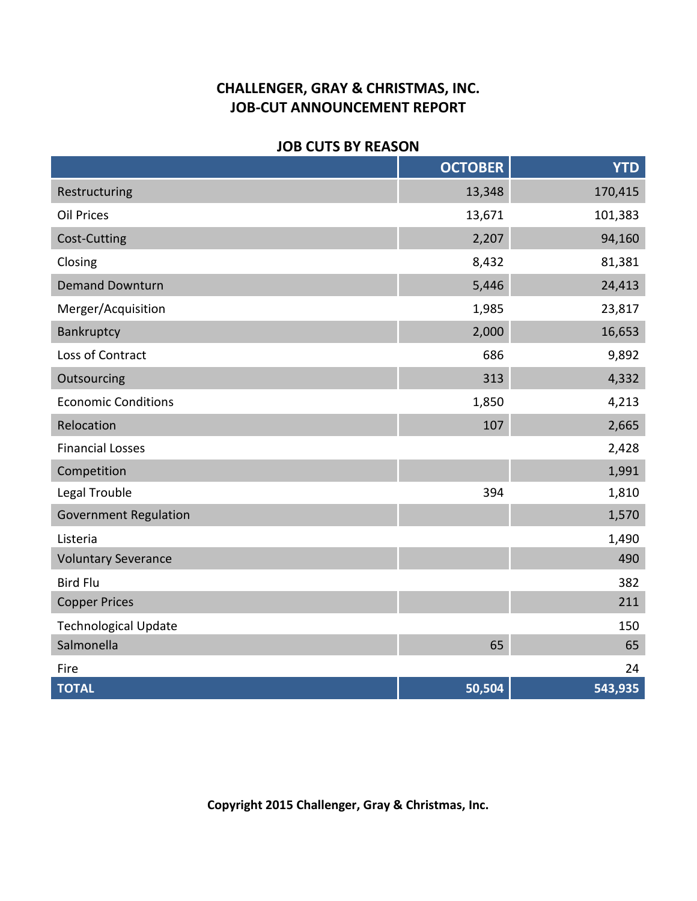## CHALLENGER, GRAY & CHRISTMAS, INC.
## JOB-CUT ANNOUNCEMENT REPORT

### JOB CUTS BY REASON

| | OCTOBER | YTD |
|---|---|---|
| Restructuring | 13,348 | 170,415 |
| Oil Prices | 13,671 | 101,383 |
| Cost-Cutting | 2,207 | 94,160 |
| Closing | 8,432 | 81,381 |
| Demand Downturn | 5,446 | 24,413 |
| Merger/Acquisition | 1,985 | 23,817 |
| Bankruptcy | 2,000 | 16,653 |
| Loss of Contract | 686 | 9,892 |
| Outsourcing | 313 | 4,332 |
| Economic Conditions | 1,850 | 4,213 |
| Relocation | 107 | 2,665 |
| Financial Losses | | 2,428 |
| Competition | | 1,991 |
| Legal Trouble | 394 | 1,810 |
| Government Regulation | | 1,570 |
| Listeria | | 1,490 |
| Voluntary Severance | | 490 |
| Bird Flu | | 382 |
| Copper Prices | | 211 |
| Technological Update | | 150 |
| Salmonella | 65 | 65 |
| Fire | | 24 |
| **TOTAL** | **50,504** | **543,935** |

**Copyright 2015 Challenger, Gray & Christmas, Inc.**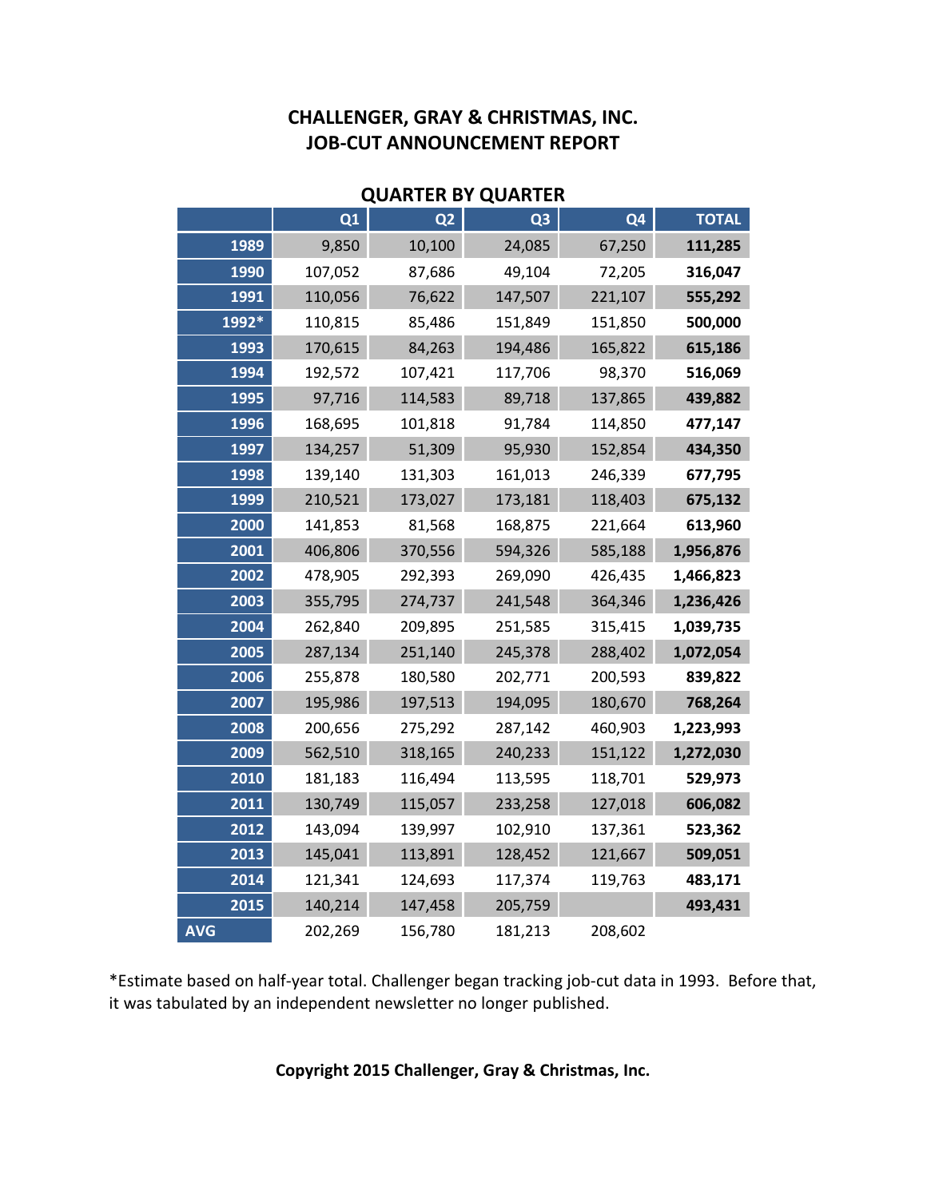# CHALLENGER, GRAY & CHRISTMAS, INC.
# JOB-CUT ANNOUNCEMENT REPORT

## QUARTER BY QUARTER

| | Q1 | Q2 | Q3 | Q4 | TOTAL |
|---|---|---|---|---|---|
| 1989 | 9,850 | 10,100 | 24,085 | 67,250 | **111,285** |
| 1990 | 107,052 | 87,686 | 49,104 | 72,205 | **316,047** |
| 1991 | 110,056 | 76,622 | 147,507 | 221,107 | **555,292** |
| 1992* | 110,815 | 85,486 | 151,849 | 151,850 | **500,000** |
| 1993 | 170,615 | 84,263 | 194,486 | 165,822 | **615,186** |
| 1994 | 192,572 | 107,421 | 117,706 | 98,370 | **516,069** |
| 1995 | 97,716 | 114,583 | 89,718 | 137,865 | **439,882** |
| 1996 | 168,695 | 101,818 | 91,784 | 114,850 | **477,147** |
| 1997 | 134,257 | 51,309 | 95,930 | 152,854 | **434,350** |
| 1998 | 139,140 | 131,303 | 161,013 | 246,339 | **677,795** |
| 1999 | 210,521 | 173,027 | 173,181 | 118,403 | **675,132** |
| 2000 | 141,853 | 81,568 | 168,875 | 221,664 | **613,960** |
| 2001 | 406,806 | 370,556 | 594,326 | 585,188 | **1,956,876** |
| 2002 | 478,905 | 292,393 | 269,090 | 426,435 | **1,466,823** |
| 2003 | 355,795 | 274,737 | 241,548 | 364,346 | **1,236,426** |
| 2004 | 262,840 | 209,895 | 251,585 | 315,415 | **1,039,735** |
| 2005 | 287,134 | 251,140 | 245,378 | 288,402 | **1,072,054** |
| 2006 | 255,878 | 180,580 | 202,771 | 200,593 | **839,822** |
| 2007 | 195,986 | 197,513 | 194,095 | 180,670 | **768,264** |
| 2008 | 200,656 | 275,292 | 287,142 | 460,903 | **1,223,993** |
| 2009 | 562,510 | 318,165 | 240,233 | 151,122 | **1,272,030** |
| 2010 | 181,183 | 116,494 | 113,595 | 118,701 | **529,973** |
| 2011 | 130,749 | 115,057 | 233,258 | 127,018 | **606,082** |
| 2012 | 143,094 | 139,997 | 102,910 | 137,361 | **523,362** |
| 2013 | 145,041 | 113,891 | 128,452 | 121,667 | **509,051** |
| 2014 | 121,341 | 124,693 | 117,374 | 119,763 | **483,171** |
| 2015 | 140,214 | 147,458 | 205,759 | | **493,431** |
| AVG | 202,269 | 156,780 | 181,213 | 208,602 | |

*Estimate based on half-year total. Challenger began tracking job-cut data in 1993. Before that, it was tabulated by an independent newsletter no longer published.

**Copyright 2015 Challenger, Gray & Christmas, Inc.**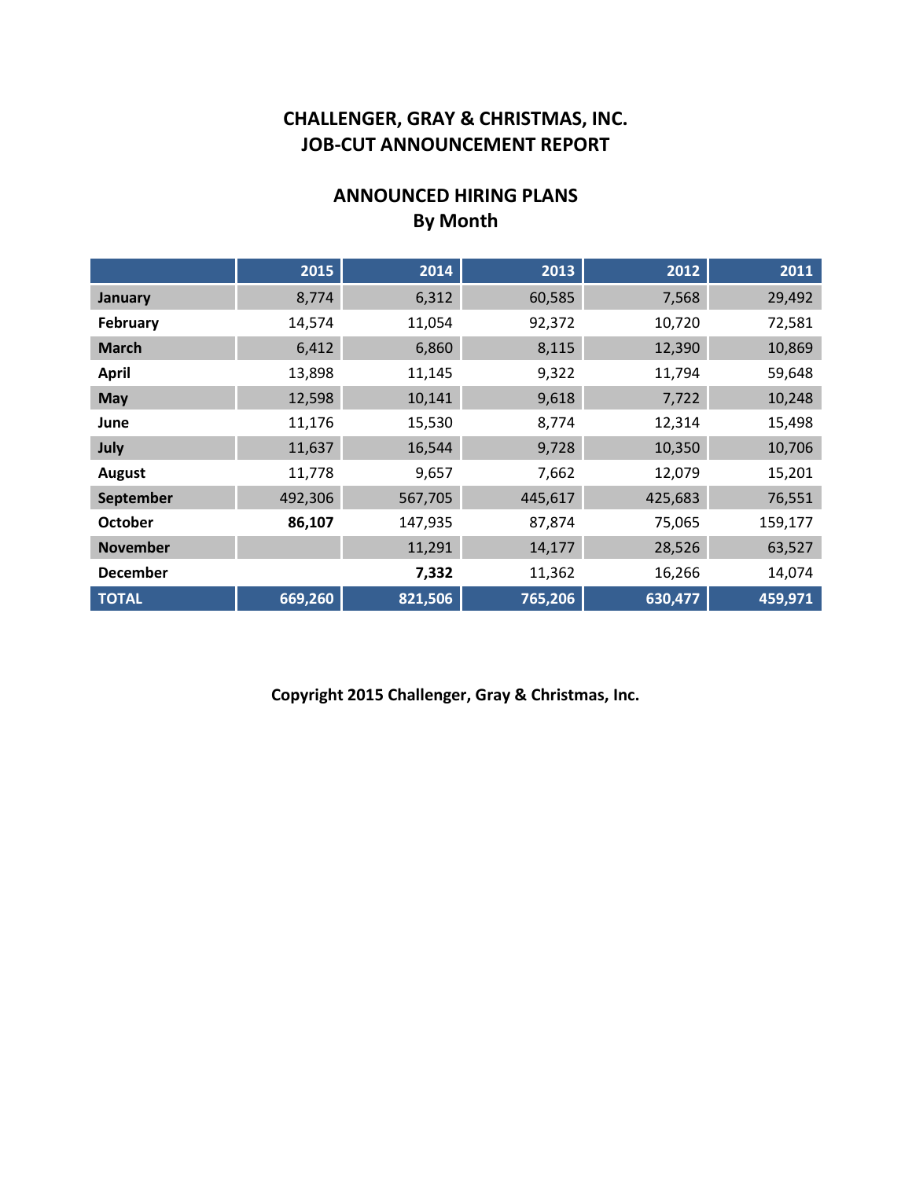# CHALLENGER, GRAY & CHRISTMAS, INC.
# JOB-CUT ANNOUNCEMENT REPORT

## ANNOUNCED HIRING PLANS
## By Month

| | 2015 | 2014 | 2013 | 2012 | 2011 |
|---|---|---|---|---|---|
| **January** | 8,774 | 6,312 | 60,585 | 7,568 | 29,492 |
| **February** | 14,574 | 11,054 | 92,372 | 10,720 | 72,581 |
| **March** | 6,412 | 6,860 | 8,115 | 12,390 | 10,869 |
| **April** | 13,898 | 11,145 | 9,322 | 11,794 | 59,648 |
| **May** | 12,598 | 10,141 | 9,618 | 7,722 | 10,248 |
| **June** | 11,176 | 15,530 | 8,774 | 12,314 | 15,498 |
| **July** | 11,637 | 16,544 | 9,728 | 10,350 | 10,706 |
| **August** | 11,778 | 9,657 | 7,662 | 12,079 | 15,201 |
| **September** | 492,306 | 567,705 | 445,617 | 425,683 | 76,551 |
| **October** | **86,107** | 147,935 | 87,874 | 75,065 | 159,177 |
| **November** | | 11,291 | 14,177 | 28,526 | 63,527 |
| **December** | | **7,332** | 11,362 | 16,266 | 14,074 |
| **TOTAL** | **669,260** | **821,506** | **765,206** | **630,477** | **459,971** |

**Copyright 2015 Challenger, Gray & Christmas, Inc.**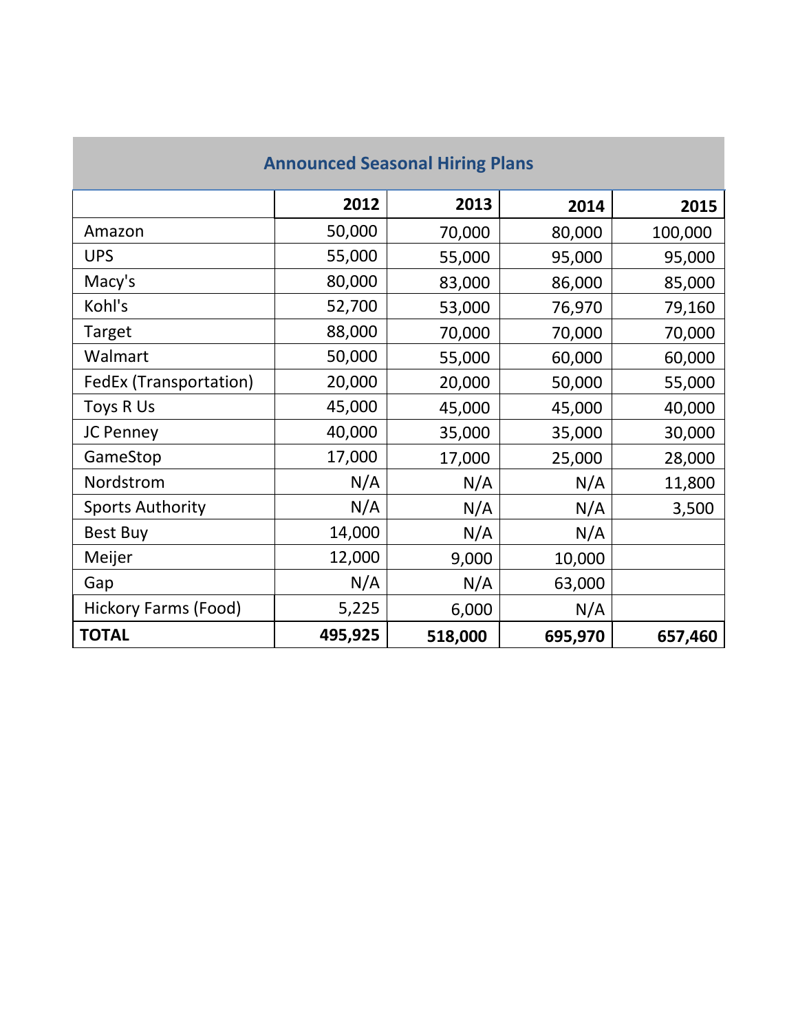| Announced Seasonal Hiring Plans | | | | |
|---|---|---|---|---|
| | **2012** | **2013** | **2014** | **2015** |
| Amazon | 50,000 | 70,000 | 80,000 | 100,000 |
| UPS | 55,000 | 55,000 | 95,000 | 95,000 |
| Macy's | 80,000 | 83,000 | 86,000 | 85,000 |
| Kohl's | 52,700 | 53,000 | 76,970 | 79,160 |
| Target | 88,000 | 70,000 | 70,000 | 70,000 |
| Walmart | 50,000 | 55,000 | 60,000 | 60,000 |
| FedEx (Transportation) | 20,000 | 20,000 | 50,000 | 55,000 |
| Toys R Us | 45,000 | 45,000 | 45,000 | 40,000 |
| JC Penney | 40,000 | 35,000 | 35,000 | 30,000 |
| GameStop | 17,000 | 17,000 | 25,000 | 28,000 |
| Nordstrom | N/A | N/A | N/A | 11,800 |
| Sports Authority | N/A | N/A | N/A | 3,500 |
| Best Buy | 14,000 | N/A | N/A | |
| Meijer | 12,000 | 9,000 | 10,000 | |
| Gap | N/A | N/A | 63,000 | |
| Hickory Farms (Food) | 5,225 | 6,000 | N/A | |
| **TOTAL** | **495,925** | **518,000** | **695,970** | **657,460** |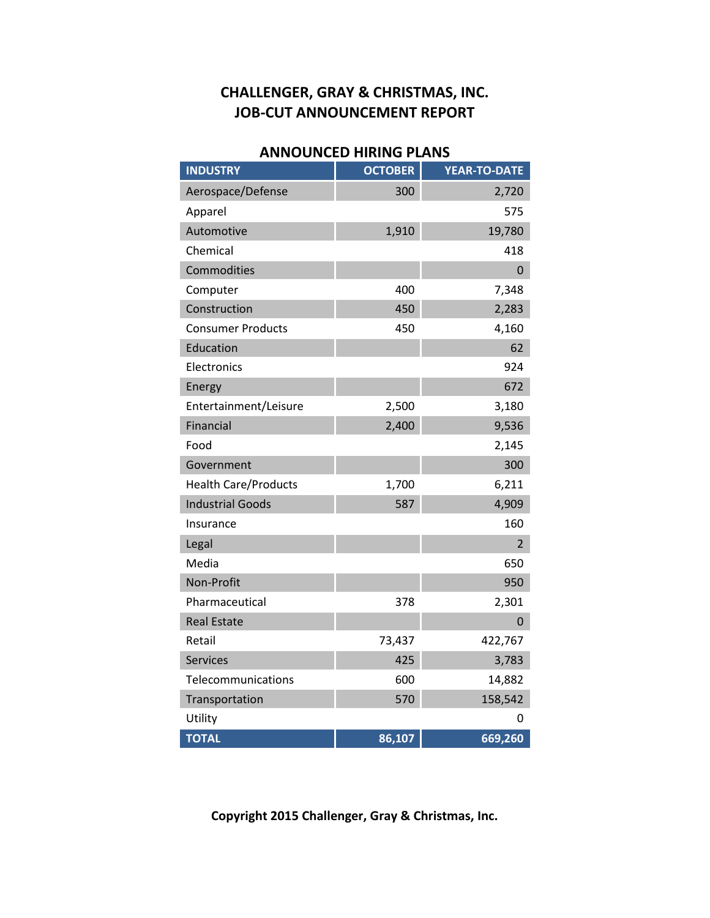## CHALLENGER, GRAY & CHRISTMAS, INC.
## JOB-CUT ANNOUNCEMENT REPORT

### ANNOUNCED HIRING PLANS

| INDUSTRY | OCTOBER | YEAR-TO-DATE |
|---|---|---|
| Aerospace/Defense | 300 | 2,720 |
| Apparel | | 575 |
| Automotive | 1,910 | 19,780 |
| Chemical | | 418 |
| Commodities | | 0 |
| Computer | 400 | 7,348 |
| Construction | 450 | 2,283 |
| Consumer Products | 450 | 4,160 |
| Education | | 62 |
| Electronics | | 924 |
| Energy | | 672 |
| Entertainment/Leisure | 2,500 | 3,180 |
| Financial | 2,400 | 9,536 |
| Food | | 2,145 |
| Government | | 300 |
| Health Care/Products | 1,700 | 6,211 |
| Industrial Goods | 587 | 4,909 |
| Insurance | | 160 |
| Legal | | 2 |
| Media | | 650 |
| Non-Profit | | 950 |
| Pharmaceutical | 378 | 2,301 |
| Real Estate | | 0 |
| Retail | 73,437 | 422,767 |
| Services | 425 | 3,783 |
| Telecommunications | 600 | 14,882 |
| Transportation | 570 | 158,542 |
| Utility | | 0 |
| **TOTAL** | **86,107** | **669,260** |

**Copyright 2015 Challenger, Gray & Christmas, Inc.**